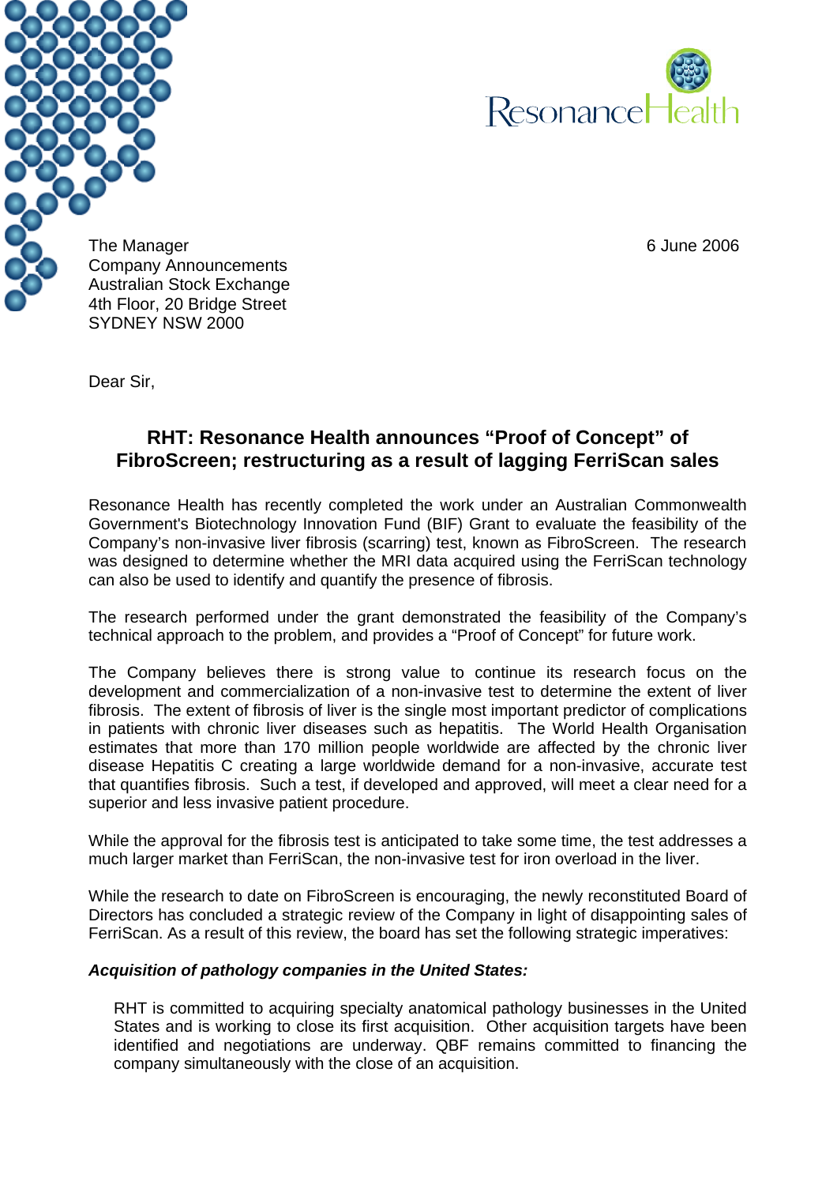ResonanceHealth

The Manager
Company Announcements
Australian Stock Exchange
4th Floor, 20 Bridge Street
SYDNEY NSW 2000

6 June 2006

Dear Sir,

## RHT: Resonance Health announces "Proof of Concept" of FibroScreen; restructuring as a result of lagging FerriScan sales

Resonance Health has recently completed the work under an Australian Commonwealth Government's Biotechnology Innovation Fund (BIF) Grant to evaluate the feasibility of the Company's non-invasive liver fibrosis (scarring) test, known as FibroScreen. The research was designed to determine whether the MRI data acquired using the FerriScan technology can also be used to identify and quantify the presence of fibrosis.

The research performed under the grant demonstrated the feasibility of the Company's technical approach to the problem, and provides a "Proof of Concept" for future work.

The Company believes there is strong value to continue its research focus on the development and commercialization of a non-invasive test to determine the extent of liver fibrosis. The extent of fibrosis of liver is the single most important predictor of complications in patients with chronic liver diseases such as hepatitis. The World Health Organisation estimates that more than 170 million people worldwide are affected by the chronic liver disease Hepatitis C creating a large worldwide demand for a non-invasive, accurate test that quantifies fibrosis. Such a test, if developed and approved, will meet a clear need for a superior and less invasive patient procedure.

While the approval for the fibrosis test is anticipated to take some time, the test addresses a much larger market than FerriScan, the non-invasive test for iron overload in the liver.

While the research to date on FibroScreen is encouraging, the newly reconstituted Board of Directors has concluded a strategic review of the Company in light of disappointing sales of FerriScan. As a result of this review, the board has set the following strategic imperatives:

***Acquisition of pathology companies in the United States:***

RHT is committed to acquiring specialty anatomical pathology businesses in the United States and is working to close its first acquisition. Other acquisition targets have been identified and negotiations are underway. QBF remains committed to financing the company simultaneously with the close of an acquisition.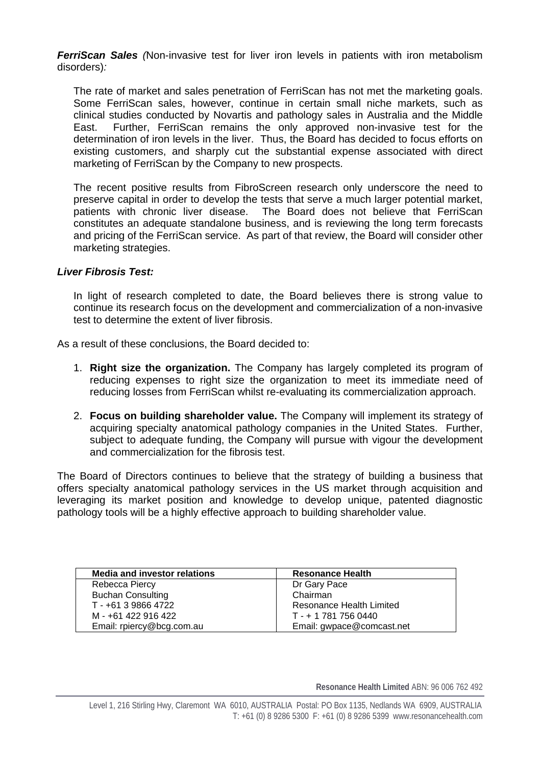***FerriScan Sales*** *(*Non-invasive test for liver iron levels in patients with iron metabolism disorders)*:*

The rate of market and sales penetration of FerriScan has not met the marketing goals. Some FerriScan sales, however, continue in certain small niche markets, such as clinical studies conducted by Novartis and pathology sales in Australia and the Middle East. Further, FerriScan remains the only approved non-invasive test for the determination of iron levels in the liver. Thus, the Board has decided to focus efforts on existing customers, and sharply cut the substantial expense associated with direct marketing of FerriScan by the Company to new prospects.

The recent positive results from FibroScreen research only underscore the need to preserve capital in order to develop the tests that serve a much larger potential market, patients with chronic liver disease. The Board does not believe that FerriScan constitutes an adequate standalone business, and is reviewing the long term forecasts and pricing of the FerriScan service. As part of that review, the Board will consider other marketing strategies.

***Liver Fibrosis Test:***

In light of research completed to date, the Board believes there is strong value to continue its research focus on the development and commercialization of a non-invasive test to determine the extent of liver fibrosis.

As a result of these conclusions, the Board decided to:

1. **Right size the organization.** The Company has largely completed its program of reducing expenses to right size the organization to meet its immediate need of reducing losses from FerriScan whilst re-evaluating its commercialization approach.
2. **Focus on building shareholder value.** The Company will implement its strategy of acquiring specialty anatomical pathology companies in the United States. Further, subject to adequate funding, the Company will pursue with vigour the development and commercialization for the fibrosis test.

The Board of Directors continues to believe that the strategy of building a business that offers specialty anatomical pathology services in the US market through acquisition and leveraging its market position and knowledge to develop unique, patented diagnostic pathology tools will be a highly effective approach to building shareholder value.

| **Media and investor relations** | **Resonance Health** |
|---|---|
| Rebecca Piercy | Dr Gary Pace |
| Buchan Consulting | Chairman |
| T - +61 3 9866 4722 | Resonance Health Limited |
| M - +61 422 916 422 | T - + 1 781 756 0440 |
| Email: rpiercy@bcg.com.au | Email: gwpace@comcast.net |